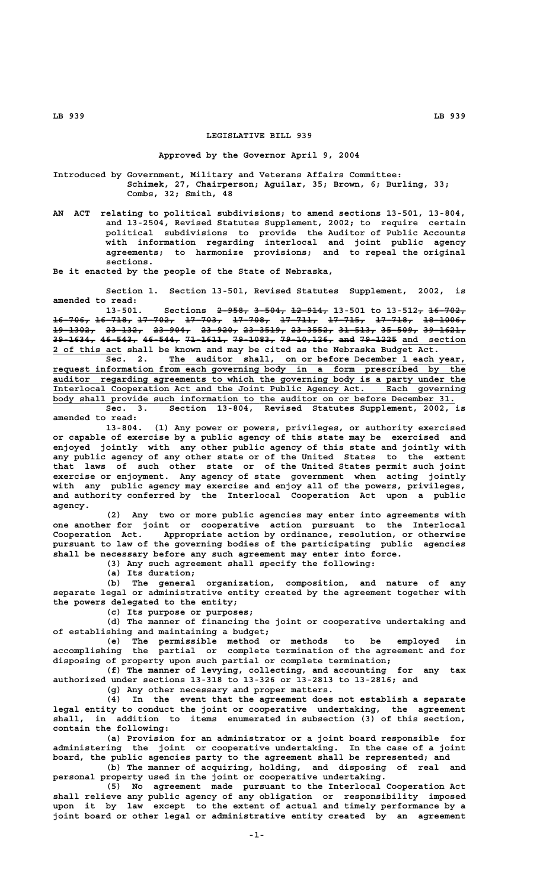# LEGISLATIVE BILL 939

**Approved by the Governor April 9, 2004**

Introduced by Government, Military and Veterans Affairs Committee: Schimek, 27, Chairperson; Aguilar, 35; Brown, 6; Burling, 33; Combs, 32; Smith, 48

AN ACT relating to political subdivisions; to amend sections 13-501, 13-804, and 13-2504, Revised Statutes Supplement, 2002; to require certain political subdivisions to provide the Auditor of Public Accounts with information regarding interlocal and joint public agency agreements; to harmonize provisions; and to repeal the original sections.

Be it enacted by the people of the State of Nebraska,

Section 1. Section 13-501, Revised Statutes Supplement, 2002, is amended to read:

13-501. Sections ~~2-958, 3-504, 12-914,~~ 13-501 to 13-512~~, 16-702, 16-706, 16-718, 17-702, 17-703, 17-708, 17-711, 17-715, 17-718, 18-1006, 19-1302, 23-132, 23-904, 23-920, 23-3519, 23-3552, 31-513, 35-509, 39-1621, 39-1634, 46-543, 46-544, 71-1611, 79-1083, 79-10,126, and 79-1225~~ and section 2 of this act shall be known and may be cited as the Nebraska Budget Act.

Sec. 2. The auditor shall, on or before December 1 each year, request information from each governing body in a form prescribed by the auditor regarding agreements to which the governing body is a party under the Interlocal Cooperation Act and the Joint Public Agency Act. Each governing body shall provide such information to the auditor on or before December 31.

Sec. 3. Section 13-804, Revised Statutes Supplement, 2002, is amended to read:

13-804. (1) Any power or powers, privileges, or authority exercised or capable of exercise by a public agency of this state may be exercised and enjoyed jointly with any other public agency of this state and jointly with any public agency of any other state or of the United States to the extent that laws of such other state or of the United States permit such joint exercise or enjoyment. Any agency of state government when acting jointly with any public agency may exercise and enjoy all of the powers, privileges, and authority conferred by the Interlocal Cooperation Act upon a public agency.

(2) Any two or more public agencies may enter into agreements with one another for joint or cooperative action pursuant to the Interlocal Cooperation Act. Appropriate action by ordinance, resolution, or otherwise pursuant to law of the governing bodies of the participating public agencies shall be necessary before any such agreement may enter into force.

(3) Any such agreement shall specify the following:

(a) Its duration;

(b) The general organization, composition, and nature of any separate legal or administrative entity created by the agreement together with the powers delegated to the entity;

(c) Its purpose or purposes;

(d) The manner of financing the joint or cooperative undertaking and of establishing and maintaining a budget;

(e) The permissible method or methods to be employed in accomplishing the partial or complete termination of the agreement and for disposing of property upon such partial or complete termination;

(f) The manner of levying, collecting, and accounting for any tax authorized under sections 13-318 to 13-326 or 13-2813 to 13-2816; and

(g) Any other necessary and proper matters.

(4) In the event that the agreement does not establish a separate legal entity to conduct the joint or cooperative undertaking, the agreement shall, in addition to items enumerated in subsection (3) of this section, contain the following:

(a) Provision for an administrator or a joint board responsible for administering the joint or cooperative undertaking. In the case of a joint board, the public agencies party to the agreement shall be represented; and

(b) The manner of acquiring, holding, and disposing of real and personal property used in the joint or cooperative undertaking.

(5) No agreement made pursuant to the Interlocal Cooperation Act shall relieve any public agency of any obligation or responsibility imposed upon it by law except to the extent of actual and timely performance by a joint board or other legal or administrative entity created by an agreement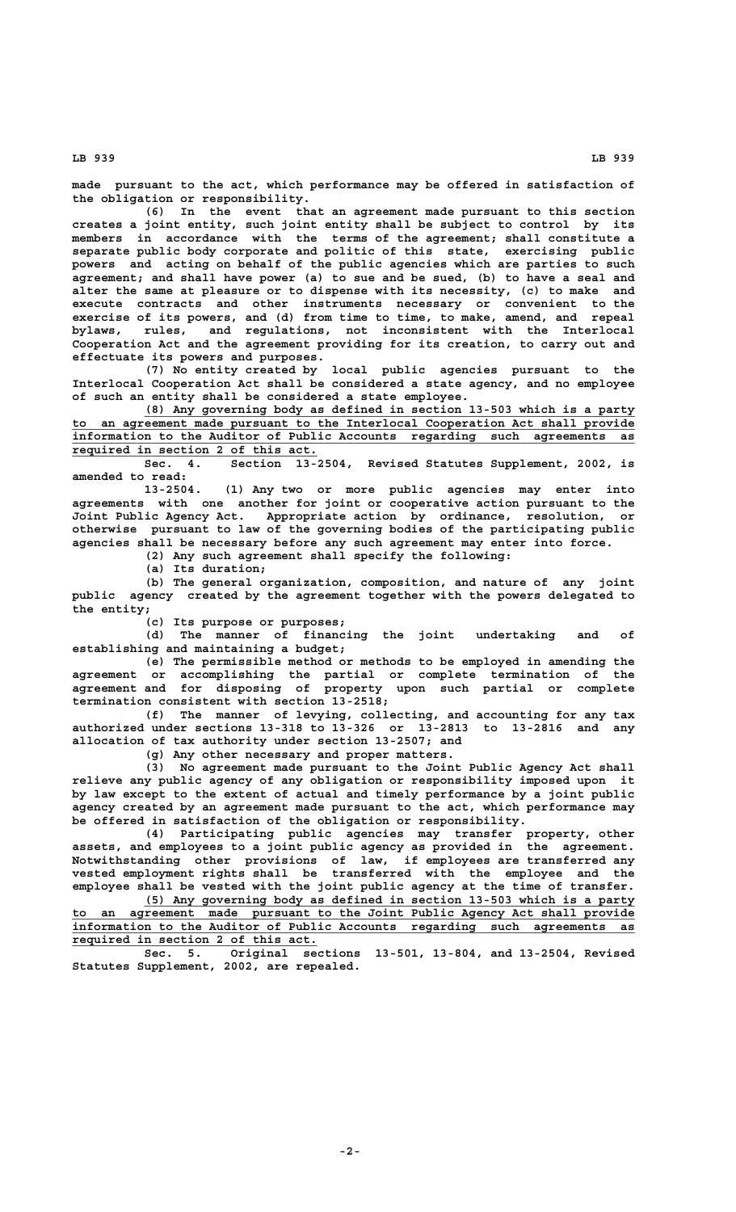made pursuant to the act, which performance may be offered in satisfaction of the obligation or responsibility.

(6) In the event that an agreement made pursuant to this section creates a joint entity, such joint entity shall be subject to control by its members in accordance with the terms of the agreement; shall constitute a separate public body corporate and politic of this state, exercising public powers and acting on behalf of the public agencies which are parties to such agreement; and shall have power (a) to sue and be sued, (b) to have a seal and alter the same at pleasure or to dispense with its necessity, (c) to make and execute contracts and other instruments necessary or convenient to the exercise of its powers, and (d) from time to time, to make, amend, and repeal bylaws, rules, and regulations, not inconsistent with the Interlocal Cooperation Act and the agreement providing for its creation, to carry out and effectuate its powers and purposes.

(7) No entity created by local public agencies pursuant to the Interlocal Cooperation Act shall be considered a state agency, and no employee of such an entity shall be considered a state employee.

(8) Any governing body as defined in section 13-503 which is a party to an agreement made pursuant to the Interlocal Cooperation Act shall provide information to the Auditor of Public Accounts regarding such agreements as required in section 2 of this act.

Sec. 4. Section 13-2504, Revised Statutes Supplement, 2002, is amended to read:

13-2504. (1) Any two or more public agencies may enter into agreements with one another for joint or cooperative action pursuant to the Joint Public Agency Act. Appropriate action by ordinance, resolution, or otherwise pursuant to law of the governing bodies of the participating public agencies shall be necessary before any such agreement may enter into force.

(2) Any such agreement shall specify the following:

(a) Its duration;

(b) The general organization, composition, and nature of any joint public agency created by the agreement together with the powers delegated to the entity;

(c) Its purpose or purposes;

(d) The manner of financing the joint undertaking and of establishing and maintaining a budget;

(e) The permissible method or methods to be employed in amending the agreement or accomplishing the partial or complete termination of the agreement and for disposing of property upon such partial or complete termination consistent with section 13-2518;

(f) The manner of levying, collecting, and accounting for any tax authorized under sections 13-318 to 13-326 or 13-2813 to 13-2816 and any allocation of tax authority under section 13-2507; and

(g) Any other necessary and proper matters.

(3) No agreement made pursuant to the Joint Public Agency Act shall relieve any public agency of any obligation or responsibility imposed upon it by law except to the extent of actual and timely performance by a joint public agency created by an agreement made pursuant to the act, which performance may be offered in satisfaction of the obligation or responsibility.

(4) Participating public agencies may transfer property, other assets, and employees to a joint public agency as provided in the agreement. Notwithstanding other provisions of law, if employees are transferred any vested employment rights shall be transferred with the employee and the employee shall be vested with the joint public agency at the time of transfer.

(5) Any governing body as defined in section 13-503 which is a party to an agreement made pursuant to the Joint Public Agency Act shall provide information to the Auditor of Public Accounts regarding such agreements as required in section 2 of this act.

Sec. 5. Original sections 13-501, 13-804, and 13-2504, Revised Statutes Supplement, 2002, are repealed.